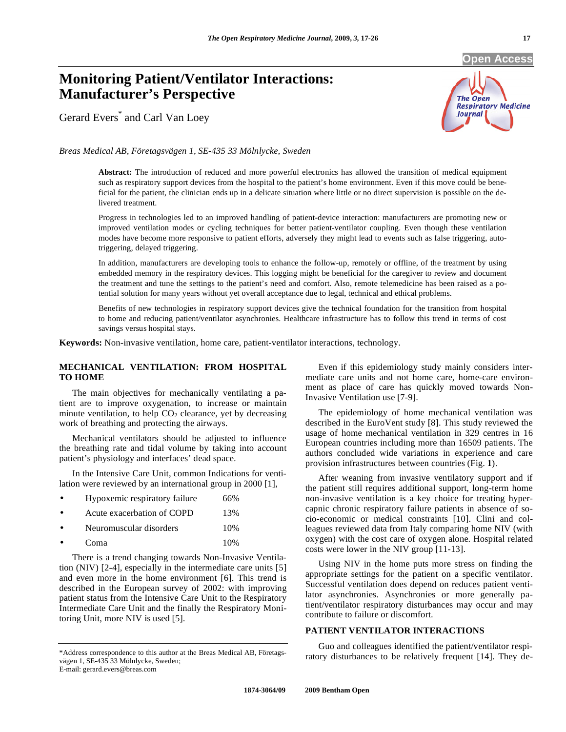# Monitoring Patient/Ventilator Interactions: Manufacturer's Perspective

Gerard Evers* and Carl Van Loey

*Breas Medical AB, Företagsvägen 1, SE-435 33 Mölnlycke, Sweden*

**Abstract:** The introduction of reduced and more powerful electronics has allowed the transition of medical equipment such as respiratory support devices from the hospital to the patient's home environment. Even if this move could be beneficial for the patient, the clinician ends up in a delicate situation where little or no direct supervision is possible on the delivered treatment.

Progress in technologies led to an improved handling of patient-device interaction: manufacturers are promoting new or improved ventilation modes or cycling techniques for better patient-ventilator coupling. Even though these ventilation modes have become more responsive to patient efforts, adversely they might lead to events such as false triggering, auto-triggering, delayed triggering.

In addition, manufacturers are developing tools to enhance the follow-up, remotely or offline, of the treatment by using embedded memory in the respiratory devices. This logging might be beneficial for the caregiver to review and document the treatment and tune the settings to the patient's need and comfort. Also, remote telemedicine has been raised as a potential solution for many years without yet overall acceptance due to legal, technical and ethical problems.

Benefits of new technologies in respiratory support devices give the technical foundation for the transition from hospital to home and reducing patient/ventilator asynchronies. Healthcare infrastructure has to follow this trend in terms of cost savings versus hospital stays.

**Keywords:** Non-invasive ventilation, home care, patient-ventilator interactions, technology.

## MECHANICAL VENTILATION: FROM HOSPITAL TO HOME

The main objectives for mechanically ventilating a patient are to improve oxygenation, to increase or maintain minute ventilation, to help $CO_2$ clearance, yet by decreasing work of breathing and protecting the airways.

Mechanical ventilators should be adjusted to influence the breathing rate and tidal volume by taking into account patient's physiology and interfaces' dead space.

In the Intensive Care Unit, common Indications for ventilation were reviewed by an international group in 2000 [1],

- Hypoxemic respiratory failure 66%
- Acute exacerbation of COPD 13%
- Neuromuscular disorders 10%
- Coma 10%

There is a trend changing towards Non-Invasive Ventilation (NIV) [2-4], especially in the intermediate care units [5] and even more in the home environment [6]. This trend is described in the European survey of 2002: with improving patient status from the Intensive Care Unit to the Respiratory Intermediate Care Unit and the finally the Respiratory Monitoring Unit, more NIV is used [5].

Even if this epidemiology study mainly considers intermediate care units and not home care, home-care environment as place of care has quickly moved towards Non-Invasive Ventilation use [7-9].

The epidemiology of home mechanical ventilation was described in the EuroVent study [8]. This study reviewed the usage of home mechanical ventilation in 329 centres in 16 European countries including more than 16509 patients. The authors concluded wide variations in experience and care provision infrastructures between countries (Fig. **1**).

After weaning from invasive ventilatory support and if the patient still requires additional support, long-term home non-invasive ventilation is a key choice for treating hypercapnic chronic respiratory failure patients in absence of socio-economic or medical constraints [10]. Clini and colleagues reviewed data from Italy comparing home NIV (with oxygen) with the cost care of oxygen alone. Hospital related costs were lower in the NIV group [11-13].

Using NIV in the home puts more stress on finding the appropriate settings for the patient on a specific ventilator. Successful ventilation does depend on reduces patient ventilator asynchronies. Asynchronies or more generally patient/ventilator respiratory disturbances may occur and may contribute to failure or discomfort.

## PATIENT VENTILATOR INTERACTIONS

Guo and colleagues identified the patient/ventilator respiratory disturbances to be relatively frequent [14]. They de-

---

*Address correspondence to this author at the Breas Medical AB, Företagsvägen 1, SE-435 33 Mölnlycke, Sweden;
E-mail: gerard.evers@breas.com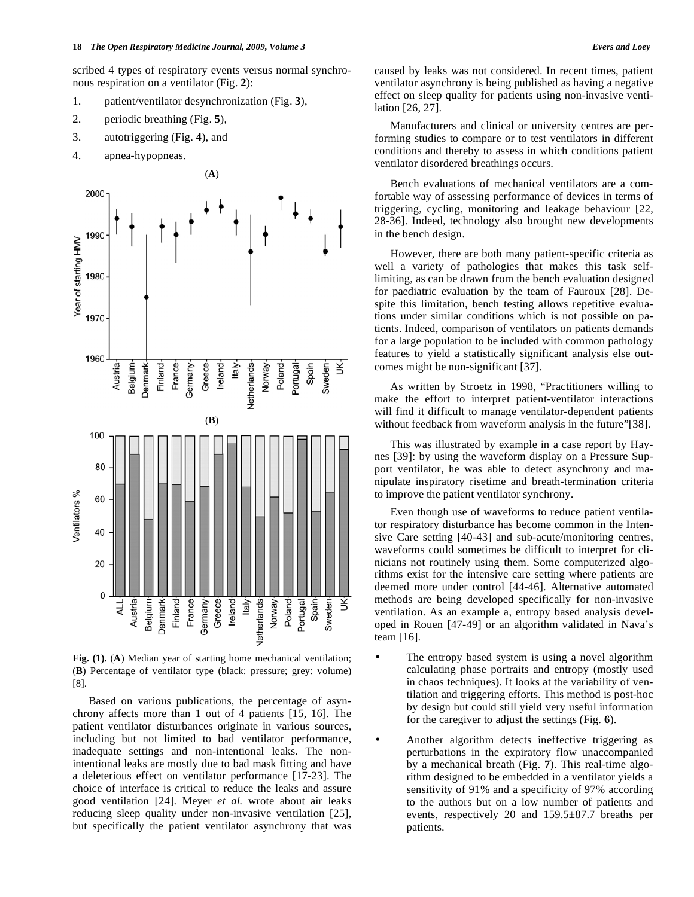scribed 4 types of respiratory events versus normal synchronous respiration on a ventilator (Fig. **2**):

1. patient/ventilator desynchronization (Fig. **3**),
2. periodic breathing (Fig. **5**),
3. autotriggering (Fig. **4**), and
4. apnea-hypopneas.

**Fig. (1).** (**A**) Median year of starting home mechanical ventilation; (**B**) Percentage of ventilator type (black: pressure; grey: volume) [8].

Based on various publications, the percentage of asynchrony affects more than 1 out of 4 patients [15, 16]. The patient ventilator disturbances originate in various sources, including but not limited to bad ventilator performance, inadequate settings and non-intentional leaks. The non-intentional leaks are mostly due to bad mask fitting and have a deleterious effect on ventilator performance [17-23]. The choice of interface is critical to reduce the leaks and assure good ventilation [24]. Meyer *et al.* wrote about air leaks reducing sleep quality under non-invasive ventilation [25], but specifically the patient ventilator asynchrony that was caused by leaks was not considered. In recent times, patient ventilator asynchrony is being published as having a negative effect on sleep quality for patients using non-invasive ventilation [26, 27].

Manufacturers and clinical or university centres are performing studies to compare or to test ventilators in different conditions and thereby to assess in which conditions patient ventilator disordered breathings occurs.

Bench evaluations of mechanical ventilators are a comfortable way of assessing performance of devices in terms of triggering, cycling, monitoring and leakage behaviour [22, 28-36]. Indeed, technology also brought new developments in the bench design.

However, there are both many patient-specific criteria as well a variety of pathologies that makes this task self-limiting, as can be drawn from the bench evaluation designed for paediatric evaluation by the team of Fauroux [28]. Despite this limitation, bench testing allows repetitive evaluations under similar conditions which is not possible on patients. Indeed, comparison of ventilators on patients demands for a large population to be included with common pathology features to yield a statistically significant analysis else outcomes might be non-significant [37].

As written by Stroetz in 1998, "Practitioners willing to make the effort to interpret patient-ventilator interactions will find it difficult to manage ventilator-dependent patients without feedback from waveform analysis in the future"[38].

This was illustrated by example in a case report by Haynes [39]: by using the waveform display on a Pressure Support ventilator, he was able to detect asynchrony and manipulate inspiratory risetime and breath-termination criteria to improve the patient ventilator synchrony.

Even though use of waveforms to reduce patient ventilator respiratory disturbance has become common in the Intensive Care setting [40-43] and sub-acute/monitoring centres, waveforms could sometimes be difficult to interpret for clinicians not routinely using them. Some computerized algorithms exist for the intensive care setting where patients are deemed more under control [44-46]. Alternative automated methods are being developed specifically for non-invasive ventilation. As an example a, entropy based analysis developed in Rouen [47-49] or an algorithm validated in Nava's team [16].

- The entropy based system is using a novel algorithm calculating phase portraits and entropy (mostly used in chaos techniques). It looks at the variability of ventilation and triggering efforts. This method is post-hoc by design but could still yield very useful information for the caregiver to adjust the settings (Fig. **6**).
- Another algorithm detects ineffective triggering as perturbations in the expiratory flow unaccompanied by a mechanical breath (Fig. **7**). This real-time algorithm designed to be embedded in a ventilator yields a sensitivity of 91% and a specificity of 97% according to the authors but on a low number of patients and events, respectively 20 and 159.5±87.7 breaths per patients.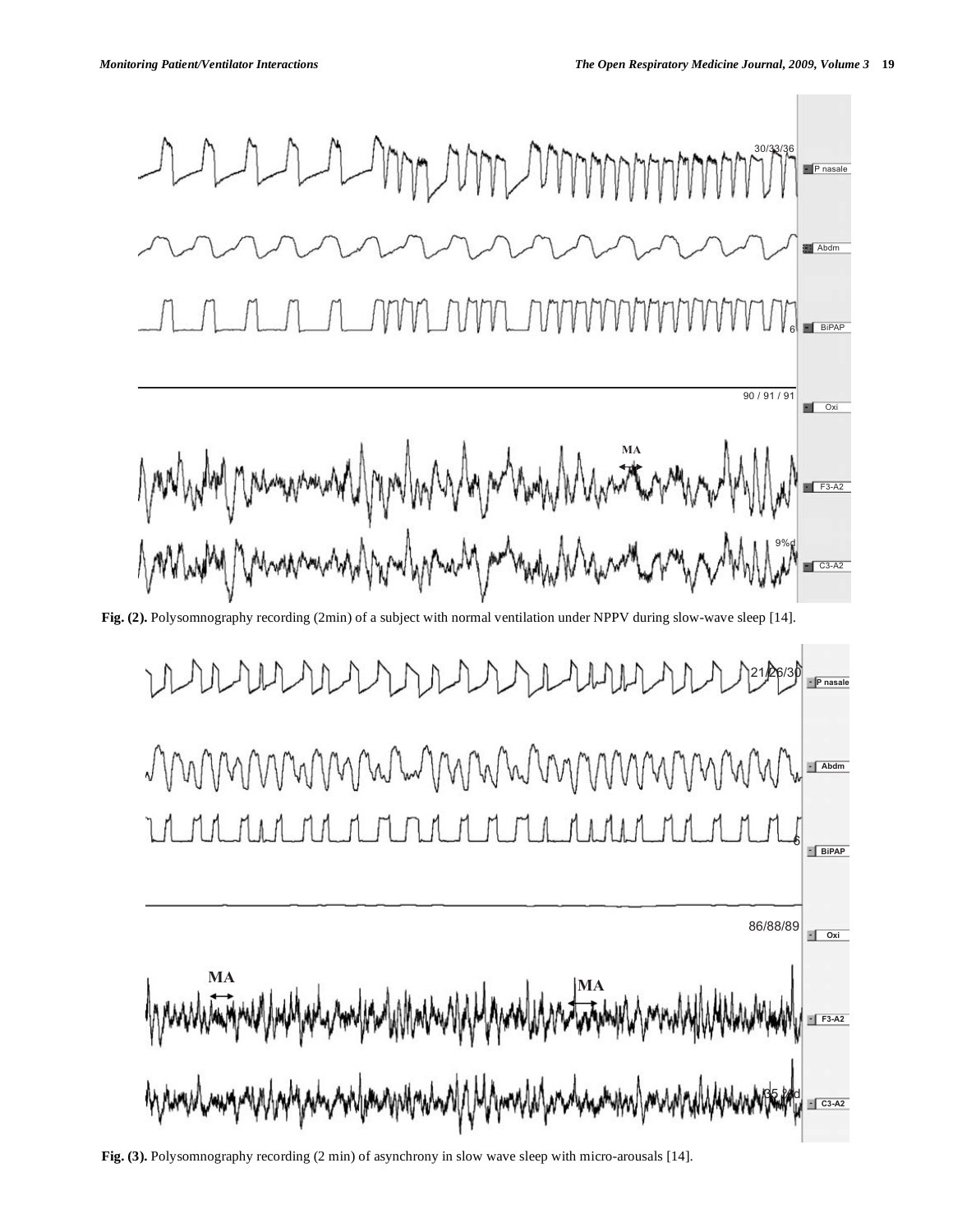**Fig. (2).** Polysomnography recording (2min) of a subject with normal ventilation under NPPV during slow-wave sleep [14].

**Fig. (3).** Polysomnography recording (2 min) of asynchrony in slow wave sleep with micro-arousals [14].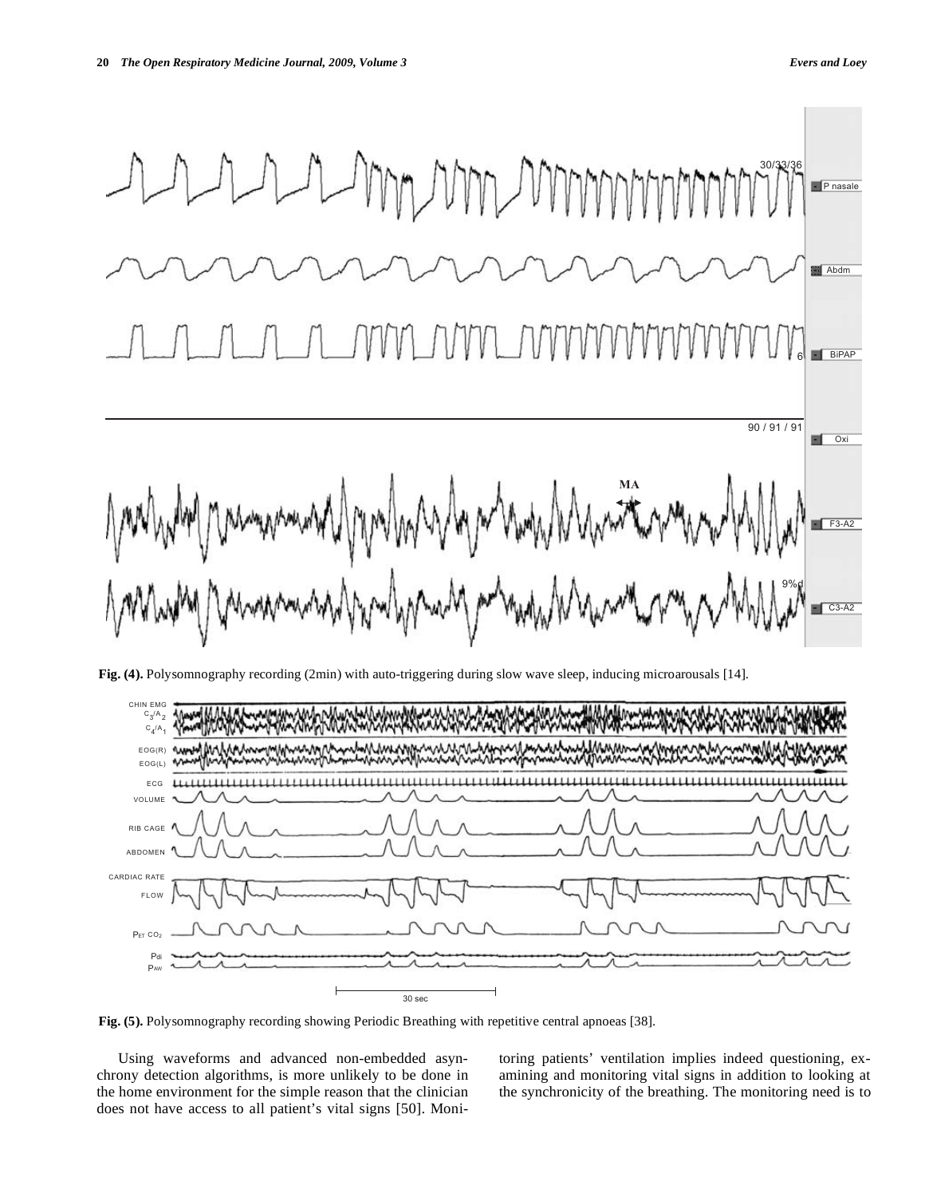**Fig. (4).** Polysomnography recording (2min) with auto-triggering during slow wave sleep, inducing microarousals [14].

**Fig. (5).** Polysomnography recording showing Periodic Breathing with repetitive central apnoeas [38].

Using waveforms and advanced non-embedded asynchrony detection algorithms, is more unlikely to be done in the home environment for the simple reason that the clinician does not have access to all patient's vital signs [50]. Monitoring patients' ventilation implies indeed questioning, examining and monitoring vital signs in addition to looking at the synchronicity of the breathing. The monitoring need is to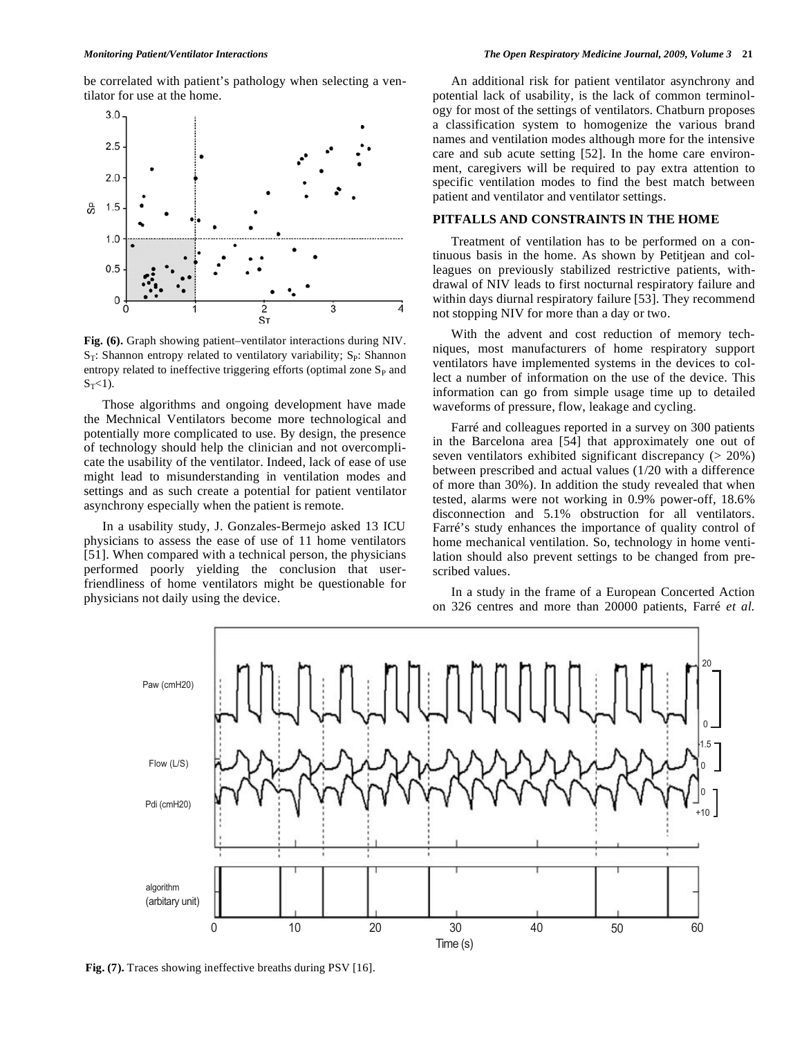be correlated with patient's pathology when selecting a ventilator for use at the home.

**Fig. (6).** Graph showing patient–ventilator interactions during NIV. $S_T$: Shannon entropy related to ventilatory variability; $S_P$: Shannon entropy related to ineffective triggering efforts (optimal zone $S_P$ and $S_T$<1).

Those algorithms and ongoing development have made the Mechnical Ventilators become more technological and potentially more complicated to use. By design, the presence of technology should help the clinician and not overcomplicate the usability of the ventilator. Indeed, lack of ease of use might lead to misunderstanding in ventilation modes and settings and as such create a potential for patient ventilator asynchrony especially when the patient is remote.

In a usability study, J. Gonzales-Bermejo asked 13 ICU physicians to assess the ease of use of 11 home ventilators [51]. When compared with a technical person, the physicians performed poorly yielding the conclusion that user-friendliness of home ventilators might be questionable for physicians not daily using the device.

An additional risk for patient ventilator asynchrony and potential lack of usability, is the lack of common terminology for most of the settings of ventilators. Chatburn proposes a classification system to homogenize the various brand names and ventilation modes although more for the intensive care and sub acute setting [52]. In the home care environment, caregivers will be required to pay extra attention to specific ventilation modes to find the best match between patient and ventilator and ventilator settings.

## PITFALLS AND CONSTRAINTS IN THE HOME

Treatment of ventilation has to be performed on a continuous basis in the home. As shown by Petitjean and colleagues on previously stabilized restrictive patients, withdrawal of NIV leads to first nocturnal respiratory failure and within days diurnal respiratory failure [53]. They recommend not stopping NIV for more than a day or two.

With the advent and cost reduction of memory techniques, most manufacturers of home respiratory support ventilators have implemented systems in the devices to collect a number of information on the use of the device. This information can go from simple usage time up to detailed waveforms of pressure, flow, leakage and cycling.

Farré and colleagues reported in a survey on 300 patients in the Barcelona area [54] that approximately one out of seven ventilators exhibited significant discrepancy (> 20%) between prescribed and actual values (1/20 with a difference of more than 30%). In addition the study revealed that when tested, alarms were not working in 0.9% power-off, 18.6% disconnection and 5.1% obstruction for all ventilators. Farré's study enhances the importance of quality control of home mechanical ventilation. So, technology in home ventilation should also prevent settings to be changed from prescribed values.

In a study in the frame of a European Concerted Action on 326 centres and more than 20000 patients, Farré *et al.*

**Fig. (7).** Traces showing ineffective breaths during PSV [16].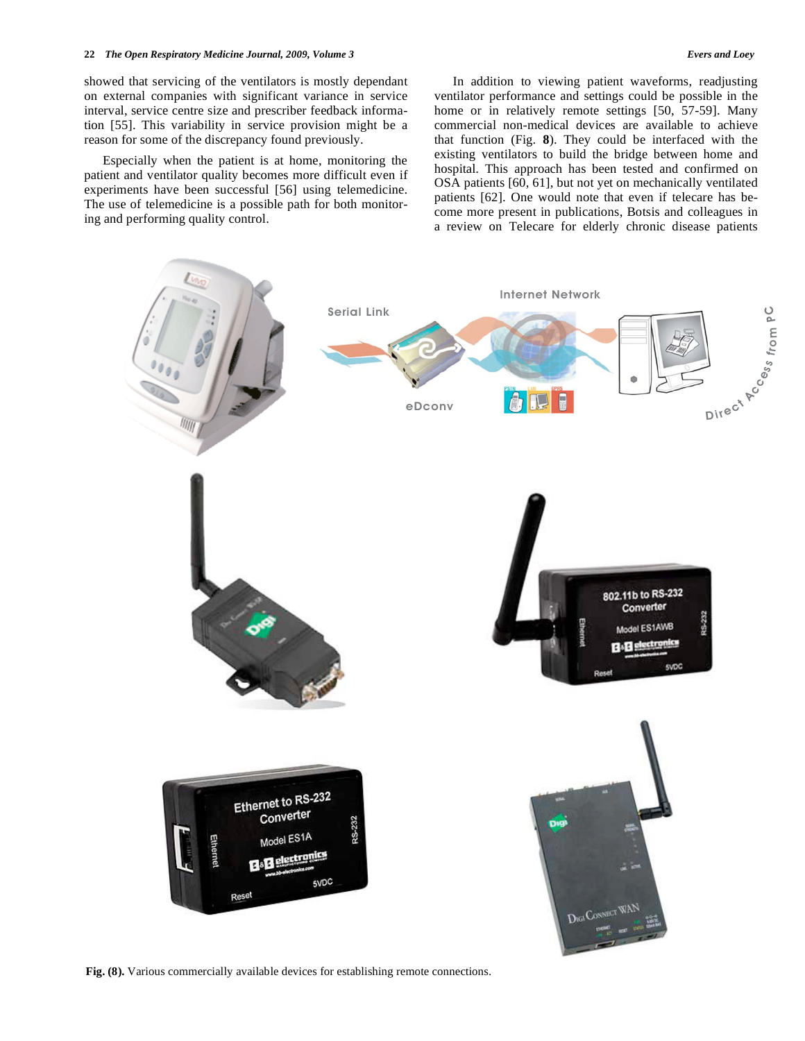showed that servicing of the ventilators is mostly dependant on external companies with significant variance in service interval, service centre size and prescriber feedback information [55]. This variability in service provision might be a reason for some of the discrepancy found previously.

Especially when the patient is at home, monitoring the patient and ventilator quality becomes more difficult even if experiments have been successful [56] using telemedicine. The use of telemedicine is a possible path for both monitoring and performing quality control.

In addition to viewing patient waveforms, readjusting ventilator performance and settings could be possible in the home or in relatively remote settings [50, 57-59]. Many commercial non-medical devices are available to achieve that function (Fig. **8**). They could be interfaced with the existing ventilators to build the bridge between home and hospital. This approach has been tested and confirmed on OSA patients [60, 61], but not yet on mechanically ventilated patients [62]. One would note that even if telecare has become more present in publications, Botsis and colleagues in a review on Telecare for elderly chronic disease patients

**Fig. (8).** Various commercially available devices for establishing remote connections.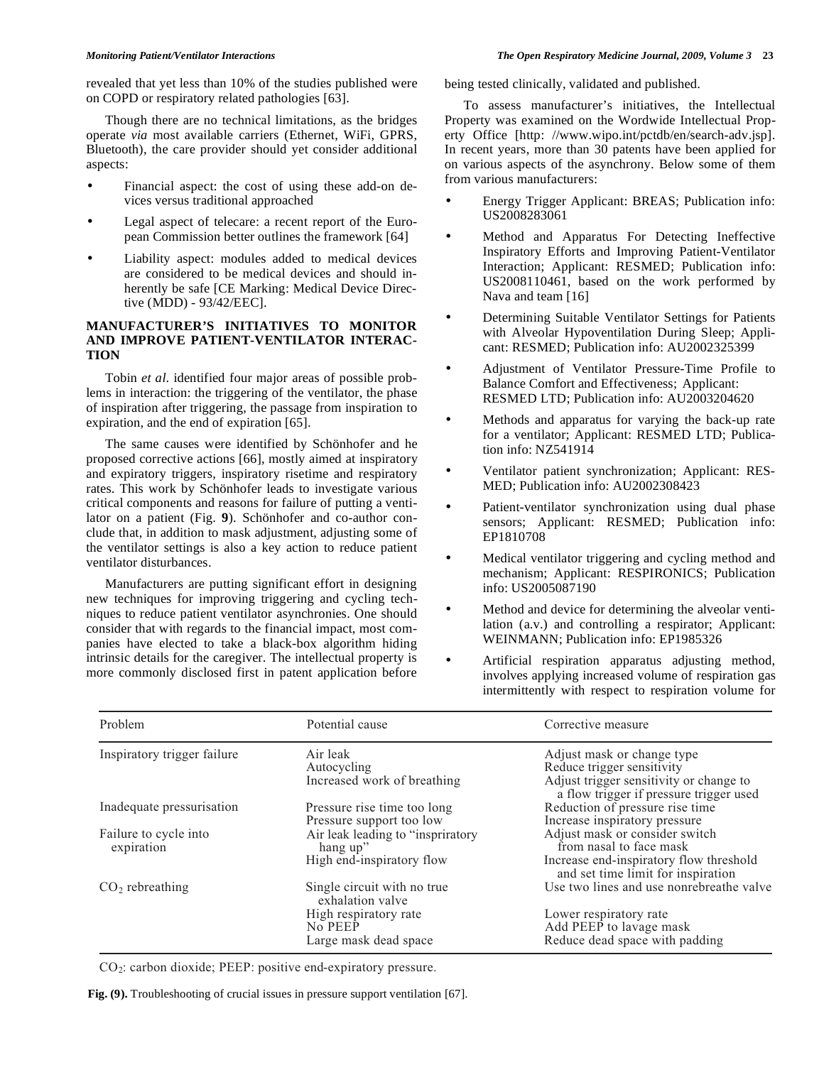revealed that yet less than 10% of the studies published were on COPD or respiratory related pathologies [63].

Though there are no technical limitations, as the bridges operate *via* most available carriers (Ethernet, WiFi, GPRS, Bluetooth), the care provider should yet consider additional aspects:

- Financial aspect: the cost of using these add-on devices versus traditional approached
- Legal aspect of telecare: a recent report of the European Commission better outlines the framework [64]
- Liability aspect: modules added to medical devices are considered to be medical devices and should inherently be safe [CE Marking: Medical Device Directive (MDD) - 93/42/EEC].

## MANUFACTURER'S INITIATIVES TO MONITOR AND IMPROVE PATIENT-VENTILATOR INTERACTION

Tobin *et al.* identified four major areas of possible problems in interaction: the triggering of the ventilator, the phase of inspiration after triggering, the passage from inspiration to expiration, and the end of expiration [65].

The same causes were identified by Schönhofer and he proposed corrective actions [66], mostly aimed at inspiratory and expiratory triggers, inspiratory risetime and respiratory rates. This work by Schönhofer leads to investigate various critical components and reasons for failure of putting a ventilator on a patient (Fig. **9**). Schönhofer and co-author conclude that, in addition to mask adjustment, adjusting some of the ventilator settings is also a key action to reduce patient ventilator disturbances.

Manufacturers are putting significant effort in designing new techniques for improving triggering and cycling techniques to reduce patient ventilator asynchronies. One should consider that with regards to the financial impact, most companies have elected to take a black-box algorithm hiding intrinsic details for the caregiver. The intellectual property is more commonly disclosed first in patent application before being tested clinically, validated and published.

To assess manufacturer's initiatives, the Intellectual Property was examined on the Wordwide Intellectual Property Office [http: //www.wipo.int/pctdb/en/search-adv.jsp]. In recent years, more than 30 patents have been applied for on various aspects of the asynchrony. Below some of them from various manufacturers:

- Energy Trigger Applicant: BREAS; Publication info: US2008283061
- Method and Apparatus For Detecting Ineffective Inspiratory Efforts and Improving Patient-Ventilator Interaction; Applicant: RESMED; Publication info: US2008110461, based on the work performed by Nava and team [16]
- Determining Suitable Ventilator Settings for Patients with Alveolar Hypoventilation During Sleep; Applicant: RESMED; Publication info: AU2002325399
- Adjustment of Ventilator Pressure-Time Profile to Balance Comfort and Effectiveness; Applicant: RESMED LTD; Publication info: AU2003204620
- Methods and apparatus for varying the back-up rate for a ventilator; Applicant: RESMED LTD; Publication info: NZ541914
- Ventilator patient synchronization; Applicant: RESMED; Publication info: AU2002308423
- Patient-ventilator synchronization using dual phase sensors; Applicant: RESMED; Publication info: EP1810708
- Medical ventilator triggering and cycling method and mechanism; Applicant: RESPIRONICS; Publication info: US2005087190
- Method and device for determining the alveolar ventilation (a.v.) and controlling a respirator; Applicant: WEINMANN; Publication info: EP1985326
- Artificial respiration apparatus adjusting method, involves applying increased volume of respiration gas intermittently with respect to respiration volume for

| Problem | Potential cause | Corrective measure |
|---|---|---|
| Inspiratory trigger failure | Air leak<br>Autocycling<br>Increased work of breathing | Adjust mask or change type<br>Reduce trigger sensitivity<br>Adjust trigger sensitivity or change to a flow trigger if pressure trigger used |
| Inadequate pressurisation | Pressure rise time too long<br>Pressure support too low | Reduction of pressure rise time<br>Increase inspiratory pressure |
| Failure to cycle into expiration | Air leak leading to "inspriratory hang up"<br>High end-inspiratory flow | Adjust mask or consider switch from nasal to face mask<br>Increase end-inspiratory flow threshold and set time limit for inspiration |
| $CO_2$ rebreathing | Single circuit with no true exhalation valve<br>High respiratory rate<br>No PEEP<br>Large mask dead space | Use two lines and use nonrebreathe valve<br>Lower respiratory rate<br>Add PEEP to lavage mask<br>Reduce dead space with padding |

$CO_2$: carbon dioxide; PEEP: positive end-expiratory pressure.

**Fig. (9).** Troubleshooting of crucial issues in pressure support ventilation [67].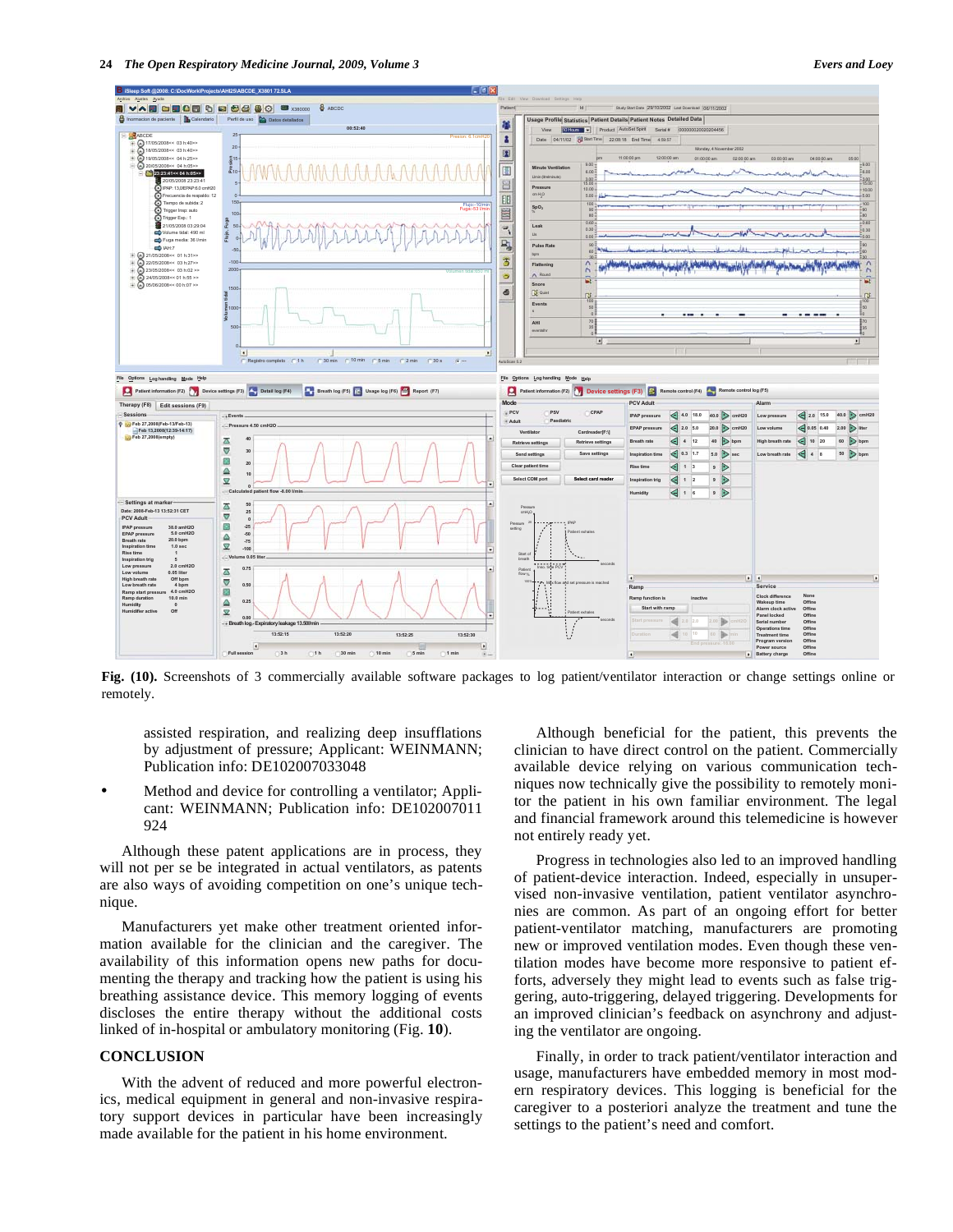Fig. (10). Screenshots of 3 commercially available software packages to log patient/ventilator interaction or change settings online or remotely.

assisted respiration, and realizing deep insufflations by adjustment of pressure; Applicant: WEINMANN; Publication info: DE102007033048

- Method and device for controlling a ventilator; Applicant: WEINMANN; Publication info: DE102007011924

Although these patent applications are in process, they will not per se be integrated in actual ventilators, as patents are also ways of avoiding competition on one's unique technique.

Manufacturers yet make other treatment oriented information available for the clinician and the caregiver. The availability of this information opens new paths for documenting the therapy and tracking how the patient is using his breathing assistance device. This memory logging of events discloses the entire therapy without the additional costs linked of in-hospital or ambulatory monitoring (Fig. **10**).

## CONCLUSION

With the advent of reduced and more powerful electronics, medical equipment in general and non-invasive respiratory support devices in particular have been increasingly made available for the patient in his home environment.

Although beneficial for the patient, this prevents the clinician to have direct control on the patient. Commercially available device relying on various communication techniques now technically give the possibility to remotely monitor the patient in his own familiar environment. The legal and financial framework around this telemedicine is however not entirely ready yet.

Progress in technologies also led to an improved handling of patient-device interaction. Indeed, especially in unsupervised non-invasive ventilation, patient ventilator asynchronies are common. As part of an ongoing effort for better patient-ventilator matching, manufacturers are promoting new or improved ventilation modes. Even though these ventilation modes have become more responsive to patient efforts, adversely they might lead to events such as false triggering, auto-triggering, delayed triggering. Developments for an improved clinician's feedback on asynchrony and adjusting the ventilator are ongoing.

Finally, in order to track patient/ventilator interaction and usage, manufacturers have embedded memory in most modern respiratory devices. This logging is beneficial for the caregiver to a posteriori analyze the treatment and tune the settings to the patient's need and comfort.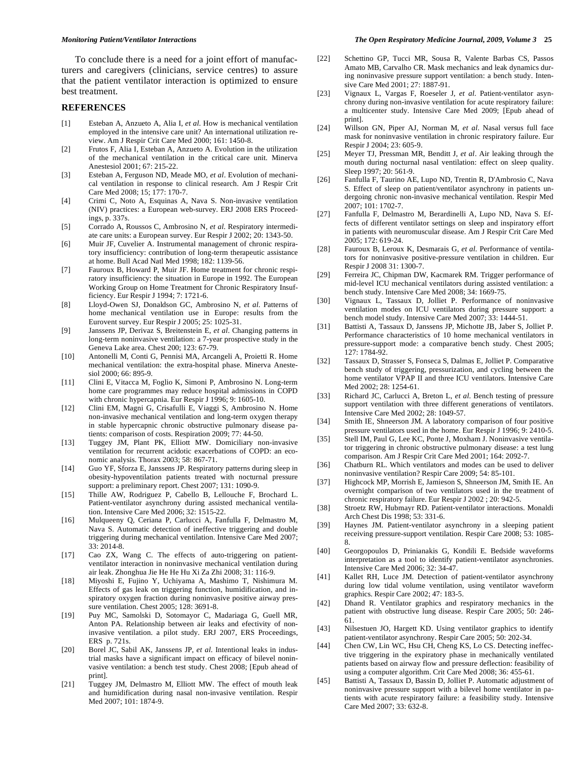To conclude there is a need for a joint effort of manufacturers and caregivers (clinicians, service centres) to assure that the patient ventilator interaction is optimized to ensure best treatment.

## REFERENCES

[1] Esteban A, Anzueto A, Alia I, *et al.* How is mechanical ventilation employed in the intensive care unit? An international utilization review. Am J Respir Crit Care Med 2000; 161: 1450-8.

[2] Frutos F, Alia I, Esteban A, Anzueto A. Evolution in the utilization of the mechanical ventilation in the critical care unit. Minerva Anestesiol 2001; 67: 215-22.

[3] Esteban A, Ferguson ND, Meade MO, *et al*. Evolution of mechanical ventilation in response to clinical research. Am J Respir Crit Care Med 2008; 15; 177: 170-7.

[4] Crimi C, Noto A, Esquinas A, Nava S. Non-invasive ventilation (NIV) practices: a European web-survey. ERJ 2008 ERS Proceedings, p. 337s.

[5] Corrado A, Roussos C, Ambrosino N, *et al.* Respiratory intermediate care units: a European survey. Eur Respir J 2002; 20: 1343-50.

[6] Muir JF, Cuvelier A. Instrumental management of chronic respiratory insufficiency: contribution of long-term therapeutic assistance at home. Bull Acad Natl Med 1998; 182: 1139-56.

[7] Fauroux B, Howard P, Muir JF. Home treatment for chronic respiratory insufficiency: the situation in Europe in 1992. The European Working Group on Home Treatment for Chronic Respiratory Insufficiency. Eur Respir J 1994; 7: 1721-6.

[8] Lloyd-Owen SJ, Donaldson GC, Ambrosino N, *et al.* Patterns of home mechanical ventilation use in Europe: results from the Eurovent survey. Eur Respir J 2005; 25: 1025-31.

[9] Janssens JP, Derivaz S, Breitenstein E, *et al*. Changing patterns in long-term noninvasive ventilation: a 7-year prospective study in the Geneva Lake area. Chest 200; 123: 67-79.

[10] Antonelli M, Conti G, Pennisi MA, Arcangeli A, Proietti R. Home mechanical ventilation: the extra-hospital phase. Minerva Anestesiol 2000; 66: 895-9.

[11] Clini E, Vitacca M, Foglio K, Simoni P, Ambrosino N. Long-term home care programmes may reduce hospital admissions in COPD with chronic hypercapnia. Eur Respir J 1996; 9: 1605-10.

[12] Clini EM, Magni G, Crisafulli E, Viaggi S, Ambrosino N. Home non-invasive mechanical ventilation and long-term oxygen therapy in stable hypercapnic chronic obstructive pulmonary disease patients: comparison of costs. Respiration 2009; 77: 44-50.

[13] Tuggey JM, Plant PK, Elliott MW. Domiciliary non-invasive ventilation for recurrent acidotic exacerbations of COPD: an economic analysis. Thorax 2003; 58: 867-71.

[14] Guo YF, Sforza E, Janssens JP. Respiratory patterns during sleep in obesity-hypoventilation patients treated with nocturnal pressure support: a preliminary report. Chest 2007; 131: 1090-9.

[15] Thille AW, Rodriguez P, Cabello B, Lellouche F, Brochard L. Patient-ventilator asynchrony during assisted mechanical ventilation. Intensive Care Med 2006; 32: 1515-22.

[16] Mulqueeny Q, Ceriana P, Carlucci A, Fanfulla F, Delmastro M, Nava S. Automatic detection of ineffective triggering and double triggering during mechanical ventilation. Intensive Care Med 2007; 33: 2014-8.

[17] Cao ZX, Wang C. The effects of auto-triggering on patient-ventilator interaction in noninvasive mechanical ventilation during air leak. Zhonghua Jie He He Hu Xi Za Zhi 2008; 31: 116-9.

[18] Miyoshi E, Fujino Y, Uchiyama A, Mashimo T, Nishimura M. Effects of gas leak on triggering function, humidification, and inspiratory oxygen fraction during noninvasive positive airway pressure ventilation. Chest 2005; 128: 3691-8.

[19] Puy MC, Samolski D, Sotomayor C, Madariaga G, Guell MR, Anton PA. Relationship between air leaks and efectivity of non-invasive ventilation. a pilot study. ERJ 2007, ERS Proceedings, ERS p. 721s.

[20] Borel JC, Sabil AK, Janssens JP, *et al.* Intentional leaks in industrial masks have a significant impact on efficacy of bilevel noninvasive ventilation: a bench test study. Chest 2008; [Epub ahead of print].

[21] Tuggey JM, Delmastro M, Elliott MW. The effect of mouth leak and humidification during nasal non-invasive ventilation. Respir Med 2007; 101: 1874-9.

[22] Schettino GP, Tucci MR, Sousa R, Valente Barbas CS, Passos Amato MB, Carvalho CR. Mask mechanics and leak dynamics during noninvasive pressure support ventilation: a bench study. Intensive Care Med 2001; 27: 1887-91.

[23] Vignaux L, Vargas F, Roeseler J, *et al.* Patient-ventilator asynchrony during non-invasive ventilation for acute respiratory failure: a multicenter study. Intensive Care Med 2009; [Epub ahead of print].

[24] Willson GN, Piper AJ, Norman M, *et al.* Nasal versus full face mask for noninvasive ventilation in chronic respiratory failure. Eur Respir J 2004; 23: 605-9.

[25] Meyer TJ, Pressman MR, Benditt J, *et al*. Air leaking through the mouth during nocturnal nasal ventilation: effect on sleep quality. Sleep 1997; 20: 561-9.

[26] Fanfulla F, Taurino AE, Lupo ND, Trentin R, D'Ambrosio C, Nava S. Effect of sleep on patient/ventilator asynchrony in patients undergoing chronic non-invasive mechanical ventilation. Respir Med 2007; 101: 1702-7.

[27] Fanfulla F, Delmastro M, Berardinelli A, Lupo ND, Nava S. Effects of different ventilator settings on sleep and inspiratory effort in patients with neuromuscular disease. Am J Respir Crit Care Med 2005; 172: 619-24.

[28] Fauroux B, Leroux K, Desmarais G, *et al.* Performance of ventilators for noninvasive positive-pressure ventilation in children. Eur Respir J 2008 31: 1300-7.

[29] Ferreira JC, Chipman DW, Kacmarek RM. Trigger performance of mid-level ICU mechanical ventilators during assisted ventilation: a bench study. Intensive Care Med 2008; 34: 1669-75.

[30] Vignaux L, Tassaux D, Jolliet P. Performance of noninvasive ventilation modes on ICU ventilators during pressure support: a bench model study. Intensive Care Med 2007; 33: 1444-51.

[31] Battisti A, Tassaux D, Janssens JP, Michotte JB, Jaber S, Jolliet P. Performance characteristics of 10 home mechanical ventilators in pressure-support mode: a comparative bench study. Chest 2005; 127: 1784-92.

[32] Tassaux D, Strasser S, Fonseca S, Dalmas E, Jolliet P. Comparative bench study of triggering, pressurization, and cycling between the home ventilator VPAP II and three ICU ventilators. Intensive Care Med 2002; 28: 1254-61.

[33] Richard JC, Carlucci A, Breton L, *et al.* Bench testing of pressure support ventilation with three different generations of ventilators. Intensive Care Med 2002; 28: 1049-57.

[34] Smith IE, Shneerson JM. A laboratory comparison of four positive pressure ventilators used in the home. Eur Respir J 1996; 9: 2410-5.

[35] Stell IM, Paul G, Lee KC, Ponte J, Moxham J. Noninvasive ventilator triggering in chronic obstructive pulmonary disease: a test lung comparison. Am J Respir Crit Care Med 2001; 164: 2092-7.

[36] Chatburn RL. Which ventilators and modes can be used to deliver noninvasive ventilation? Respir Care 2009; 54: 85-101.

[37] Highcock MP, Morrish E, Jamieson S, Shneerson JM, Smith IE. An overnight comparison of two ventilators used in the treatment of chronic respiratory failure. Eur Respir J 2002 ; 20: 942-5.

[38] Stroetz RW, Hubmayr RD. Patient-ventilator interactions. Monaldi Arch Chest Dis 1998; 53: 331-6.

[39] Haynes JM. Patient-ventilator asynchrony in a sleeping patient receiving pressure-support ventilation. Respir Care 2008; 53: 1085-8.

[40] Georgopoulos D, Prinianakis G, Kondili E. Bedside waveforms interpretation as a tool to identify patient-ventilator asynchronies. Intensive Care Med 2006; 32: 34-47.

[41] Kallet RH, Luce JM. Detection of patient-ventilator asynchrony during low tidal volume ventilation, using ventilator waveform graphics. Respir Care 2002; 47: 183-5.

[42] Dhand R. Ventilator graphics and respiratory mechanics in the patient with obstructive lung disease. Respir Care 2005; 50: 246-61.

[43] Nilsestuen JO, Hargett KD. Using ventilator graphics to identify patient-ventilator asynchrony. Respir Care 2005; 50: 202-34.

[44] Chen CW, Lin WC, Hsu CH, Cheng KS, Lo CS. Detecting ineffective triggering in the expiratory phase in mechanically ventilated patients based on airway flow and pressure deflection: feasibility of using a computer algorithm. Crit Care Med 2008; 36: 455-61.

[45] Battisti A, Tassaux D, Bassin D, Jolliet P. Automatic adjustment of noninvasive pressure support with a bilevel home ventilator in patients with acute respiratory failure: a feasibility study. Intensive Care Med 2007; 33: 632-8.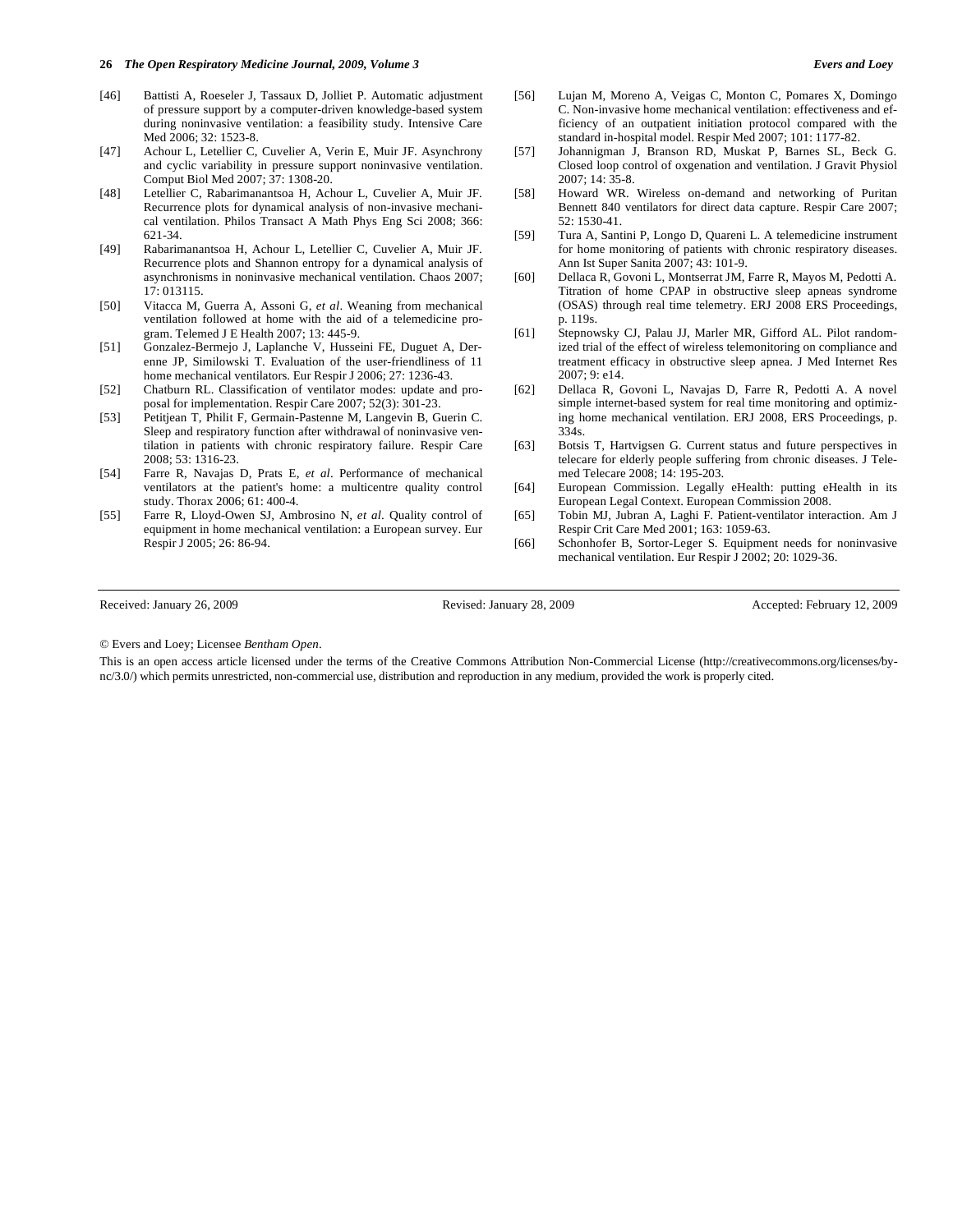[46] Battisti A, Roeseler J, Tassaux D, Jolliet P. Automatic adjustment of pressure support by a computer-driven knowledge-based system during noninvasive ventilation: a feasibility study. Intensive Care Med 2006; 32: 1523-8.

[47] Achour L, Letellier C, Cuvelier A, Verin E, Muir JF. Asynchrony and cyclic variability in pressure support noninvasive ventilation. Comput Biol Med 2007; 37: 1308-20.

[48] Letellier C, Rabarimanantsoa H, Achour L, Cuvelier A, Muir JF. Recurrence plots for dynamical analysis of non-invasive mechanical ventilation. Philos Transact A Math Phys Eng Sci 2008; 366: 621-34.

[49] Rabarimanantsoa H, Achour L, Letellier C, Cuvelier A, Muir JF. Recurrence plots and Shannon entropy for a dynamical analysis of asynchronisms in noninvasive mechanical ventilation. Chaos 2007; 17: 013115.

[50] Vitacca M, Guerra A, Assoni G, *et al*. Weaning from mechanical ventilation followed at home with the aid of a telemedicine program. Telemed J E Health 2007; 13: 445-9.

[51] Gonzalez-Bermejo J, Laplanche V, Husseini FE, Duguet A, Derenne JP, Similowski T. Evaluation of the user-friendliness of 11 home mechanical ventilators. Eur Respir J 2006; 27: 1236-43.

[52] Chatburn RL. Classification of ventilator modes: update and proposal for implementation. Respir Care 2007; 52(3): 301-23.

[53] Petitjean T, Philit F, Germain-Pastenne M, Langevin B, Guerin C. Sleep and respiratory function after withdrawal of noninvasive ventilation in patients with chronic respiratory failure. Respir Care 2008; 53: 1316-23.

[54] Farre R, Navajas D, Prats E, *et al*. Performance of mechanical ventilators at the patient's home: a multicentre quality control study. Thorax 2006; 61: 400-4.

[55] Farre R, Lloyd-Owen SJ, Ambrosino N, *et al*. Quality control of equipment in home mechanical ventilation: a European survey. Eur Respir J 2005; 26: 86-94.

[56] Lujan M, Moreno A, Veigas C, Monton C, Pomares X, Domingo C. Non-invasive home mechanical ventilation: effectiveness and efficiency of an outpatient initiation protocol compared with the standard in-hospital model. Respir Med 2007; 101: 1177-82.

[57] Johannigman J, Branson RD, Muskat P, Barnes SL, Beck G. Closed loop control of oxgenation and ventilation. J Gravit Physiol 2007; 14: 35-8.

[58] Howard WR. Wireless on-demand and networking of Puritan Bennett 840 ventilators for direct data capture. Respir Care 2007; 52: 1530-41.

[59] Tura A, Santini P, Longo D, Quareni L. A telemedicine instrument for home monitoring of patients with chronic respiratory diseases. Ann Ist Super Sanita 2007; 43: 101-9.

[60] Dellaca R, Govoni L, Montserrat JM, Farre R, Mayos M, Pedotti A. Titration of home CPAP in obstructive sleep apneas syndrome (OSAS) through real time telemetry. ERJ 2008 ERS Proceedings, p. 119s.

[61] Stepnowsky CJ, Palau JJ, Marler MR, Gifford AL. Pilot randomized trial of the effect of wireless telemonitoring on compliance and treatment efficacy in obstructive sleep apnea. J Med Internet Res 2007; 9: e14.

[62] Dellaca R, Govoni L, Navajas D, Farre R, Pedotti A. A novel simple internet-based system for real time monitoring and optimizing home mechanical ventilation. ERJ 2008, ERS Proceedings, p. 334s.

[63] Botsis T, Hartvigsen G. Current status and future perspectives in telecare for elderly people suffering from chronic diseases. J Telemed Telecare 2008; 14: 195-203.

[64] European Commission. Legally eHealth: putting eHealth in its European Legal Context. European Commission 2008.

[65] Tobin MJ, Jubran A, Laghi F. Patient-ventilator interaction. Am J Respir Crit Care Med 2001; 163: 1059-63.

[66] Schonhofer B, Sortor-Leger S. Equipment needs for noninvasive mechanical ventilation. Eur Respir J 2002; 20: 1029-36.

---

Received: January 26, 2009 Revised: January 28, 2009 Accepted: February 12, 2009

© Evers and Loey; Licensee *Bentham Open*.

This is an open access article licensed under the terms of the Creative Commons Attribution Non-Commercial License (http://creativecommons.org/licenses/by-nc/3.0/) which permits unrestricted, non-commercial use, distribution and reproduction in any medium, provided the work is properly cited.